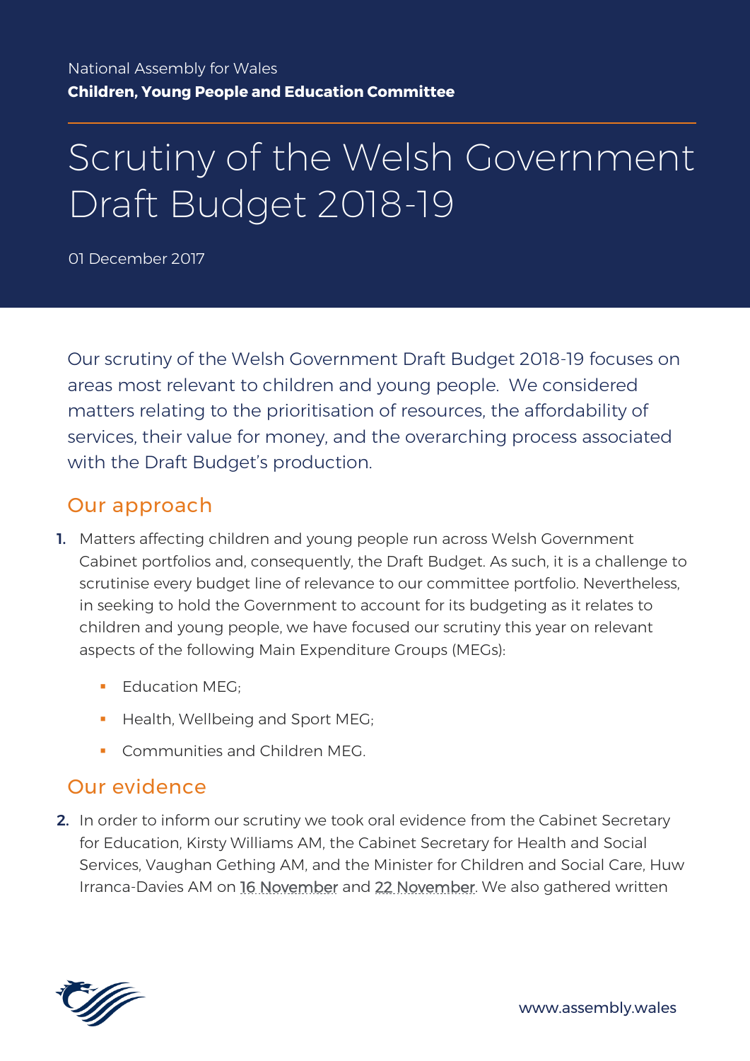National Assembly for Wales

**Children, Young People and Education Committee**

# Scrutiny of the Welsh Government Draft Budget 2018-19

01 December 2017

Our scrutiny of the Welsh Government Draft Budget 2018-19 focuses on areas most relevant to children and young people. We considered matters relating to the prioritisation of resources, the affordability of services, their value for money, and the overarching process associated with the Draft Budget's production.

## Our approach

1. Matters affecting children and young people run across Welsh Government Cabinet portfolios and, consequently, the Draft Budget. As such, it is a challenge to scrutinise every budget line of relevance to our committee portfolio. Nevertheless, in seeking to hold the Government to account for its budgeting as it relates to children and young people, we have focused our scrutiny this year on relevant aspects of the following Main Expenditure Groups (MEGs):

   - Education MEG;
   - Health, Wellbeing and Sport MEG;
   - Communities and Children MEG.

## Our evidence

2. In order to inform our scrutiny we took oral evidence from the Cabinet Secretary for Education, Kirsty Williams AM, the Cabinet Secretary for Health and Social Services, Vaughan Gething AM, and the Minister for Children and Social Care, Huw Irranca-Davies AM on 16 November and 22 November. We also gathered written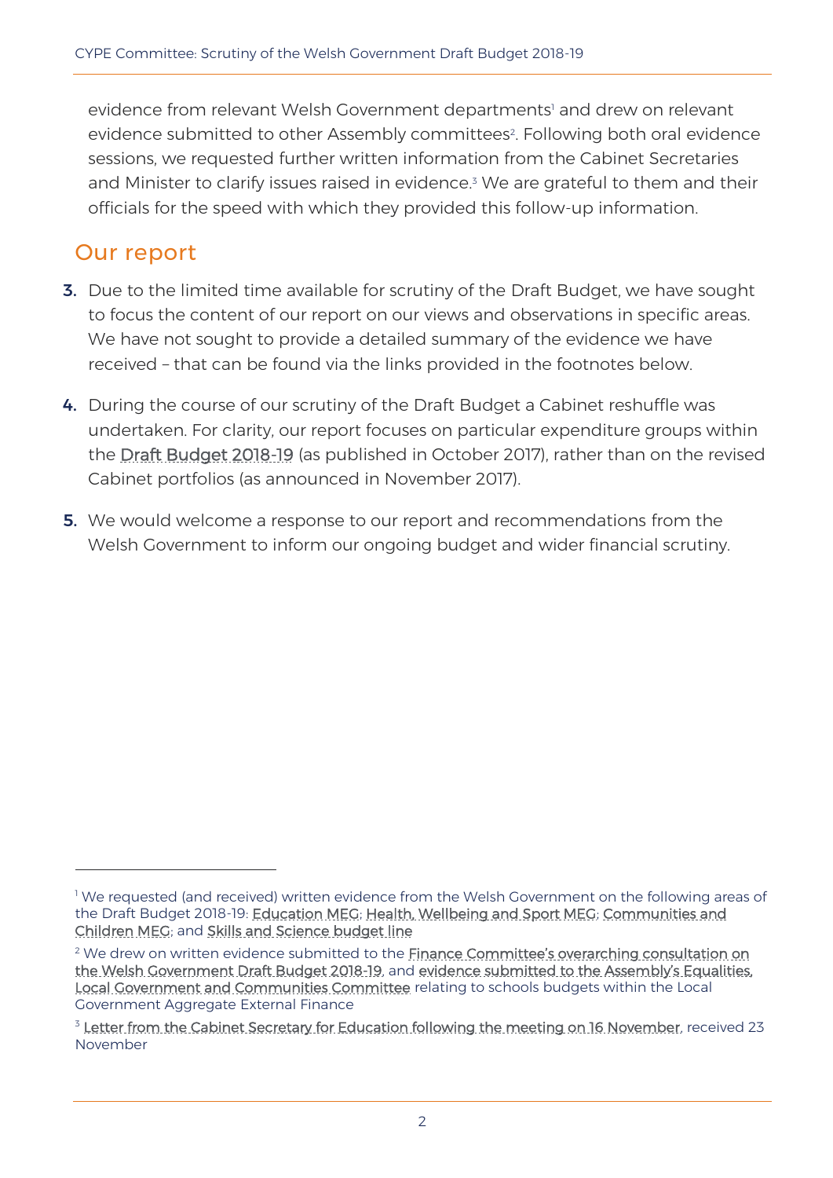evidence from relevant Welsh Government departments[1] and drew on relevant evidence submitted to other Assembly committees[2]. Following both oral evidence sessions, we requested further written information from the Cabinet Secretaries and Minister to clarify issues raised in evidence.[3] We are grateful to them and their officials for the speed with which they provided this follow-up information.

## Our report

**3.** Due to the limited time available for scrutiny of the Draft Budget, we have sought to focus the content of our report on our views and observations in specific areas. We have not sought to provide a detailed summary of the evidence we have received – that can be found via the links provided in the footnotes below.

**4.** During the course of our scrutiny of the Draft Budget a Cabinet reshuffle was undertaken. For clarity, our report focuses on particular expenditure groups within the Draft Budget 2018-19 (as published in October 2017), rather than on the revised Cabinet portfolios (as announced in November 2017).

**5.** We would welcome a response to our report and recommendations from the Welsh Government to inform our ongoing budget and wider financial scrutiny.

---

[1] We requested (and received) written evidence from the Welsh Government on the following areas of the Draft Budget 2018-19: Education MEG; Health, Wellbeing and Sport MEG; Communities and Children MEG; and Skills and Science budget line

[2] We drew on written evidence submitted to the Finance Committee's overarching consultation on the Welsh Government Draft Budget 2018-19, and evidence submitted to the Assembly's Equalities, Local Government and Communities Committee relating to schools budgets within the Local Government Aggregate External Finance

[3] Letter from the Cabinet Secretary for Education following the meeting on 16 November, received 23 November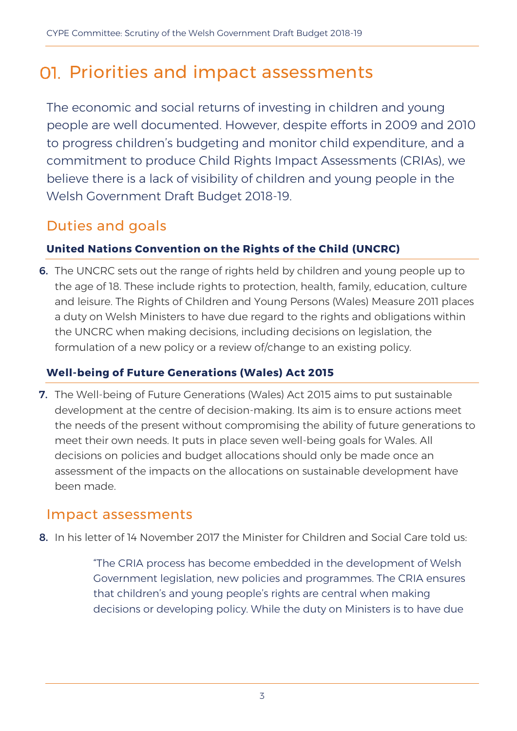# 01. Priorities and impact assessments

The economic and social returns of investing in children and young people are well documented. However, despite efforts in 2009 and 2010 to progress children's budgeting and monitor child expenditure, and a commitment to produce Child Rights Impact Assessments (CRIAs), we believe there is a lack of visibility of children and young people in the Welsh Government Draft Budget 2018-19.

## Duties and goals

### United Nations Convention on the Rights of the Child (UNCRC)

**6.** The UNCRC sets out the range of rights held by children and young people up to the age of 18. These include rights to protection, health, family, education, culture and leisure. The Rights of Children and Young Persons (Wales) Measure 2011 places a duty on Welsh Ministers to have due regard to the rights and obligations within the UNCRC when making decisions, including decisions on legislation, the formulation of a new policy or a review of/change to an existing policy.

### Well-being of Future Generations (Wales) Act 2015

**7.** The Well-being of Future Generations (Wales) Act 2015 aims to put sustainable development at the centre of decision-making. Its aim is to ensure actions meet the needs of the present without compromising the ability of future generations to meet their own needs. It puts in place seven well-being goals for Wales. All decisions on policies and budget allocations should only be made once an assessment of the impacts on the allocations on sustainable development have been made.

## Impact assessments

**8.** In his letter of 14 November 2017 the Minister for Children and Social Care told us:

> "The CRIA process has become embedded in the development of Welsh Government legislation, new policies and programmes. The CRIA ensures that children's and young people's rights are central when making decisions or developing policy. While the duty on Ministers is to have due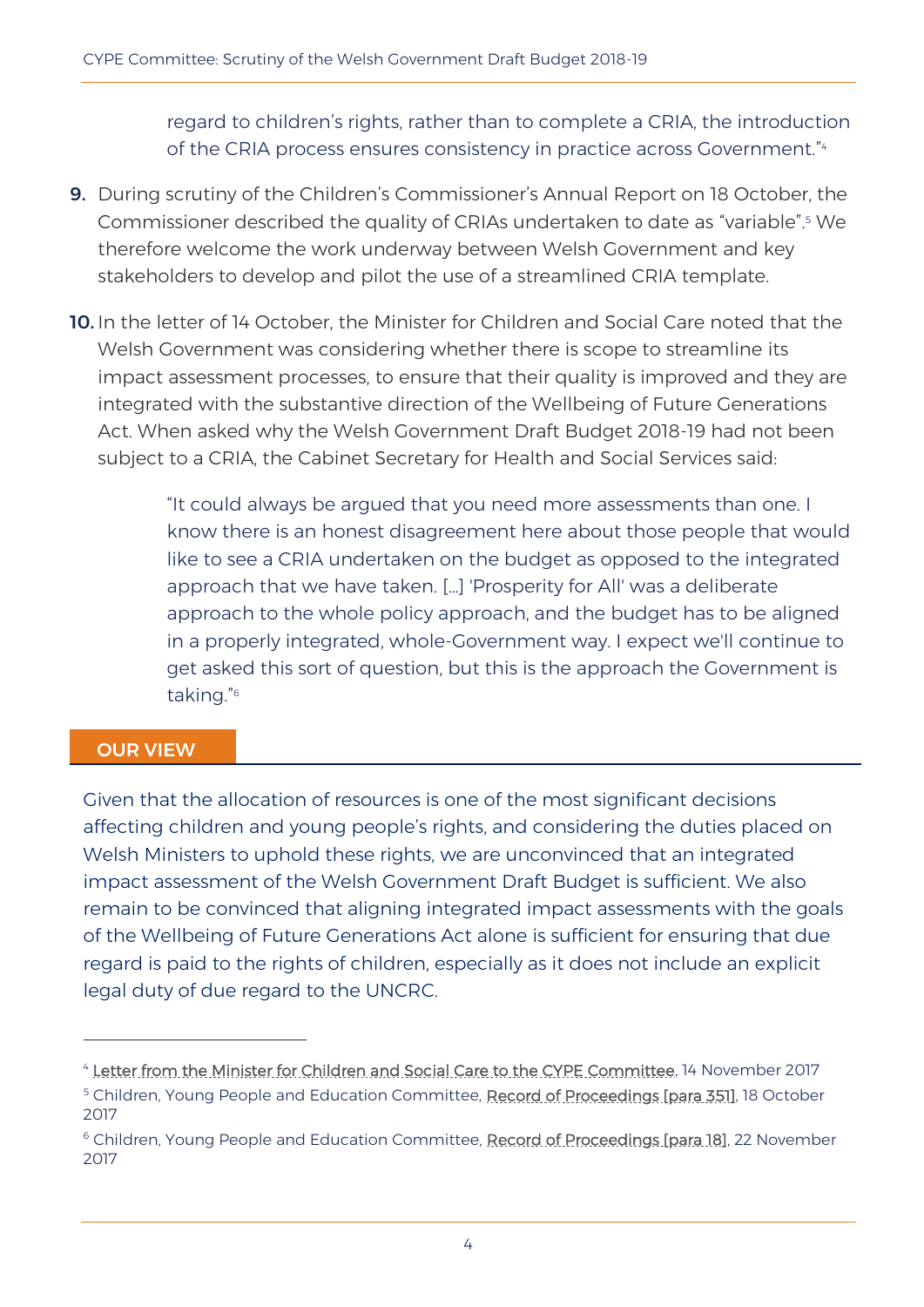> regard to children's rights, rather than to complete a CRIA, the introduction of the CRIA process ensures consistency in practice across Government."[4]

**9.** During scrutiny of the Children's Commissioner's Annual Report on 18 October, the Commissioner described the quality of CRIAs undertaken to date as "variable".[5] We therefore welcome the work underway between Welsh Government and key stakeholders to develop and pilot the use of a streamlined CRIA template.

**10.** In the letter of 14 October, the Minister for Children and Social Care noted that the Welsh Government was considering whether there is scope to streamline its impact assessment processes, to ensure that their quality is improved and they are integrated with the substantive direction of the Wellbeing of Future Generations Act. When asked why the Welsh Government Draft Budget 2018-19 had not been subject to a CRIA, the Cabinet Secretary for Health and Social Services said:

> "It could always be argued that you need more assessments than one. I know there is an honest disagreement here about those people that would like to see a CRIA undertaken on the budget as opposed to the integrated approach that we have taken. […] 'Prosperity for All' was a deliberate approach to the whole policy approach, and the budget has to be aligned in a properly integrated, whole-Government way. I expect we'll continue to get asked this sort of question, but this is the approach the Government is taking."[6]

## OUR VIEW

Given that the allocation of resources is one of the most significant decisions affecting children and young people's rights, and considering the duties placed on Welsh Ministers to uphold these rights, we are unconvinced that an integrated impact assessment of the Welsh Government Draft Budget is sufficient. We also remain to be convinced that aligning integrated impact assessments with the goals of the Wellbeing of Future Generations Act alone is sufficient for ensuring that due regard is paid to the rights of children, especially as it does not include an explicit legal duty of due regard to the UNCRC.

---

[4] Letter from the Minister for Children and Social Care to the CYPE Committee, 14 November 2017

[5] Children, Young People and Education Committee, Record of Proceedings [para 351], 18 October 2017

[6] Children, Young People and Education Committee, Record of Proceedings [para 18], 22 November 2017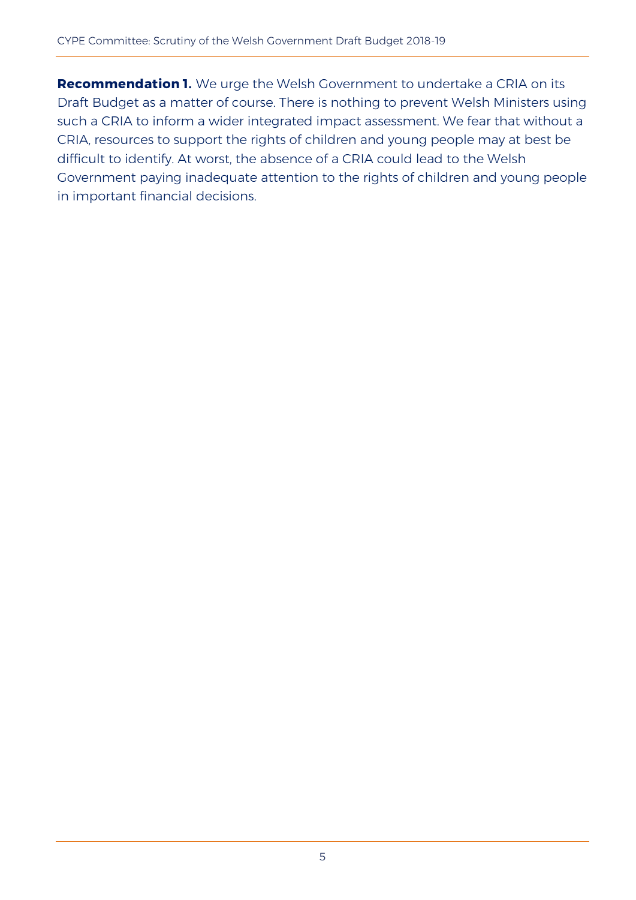**Recommendation 1.** We urge the Welsh Government to undertake a CRIA on its Draft Budget as a matter of course. There is nothing to prevent Welsh Ministers using such a CRIA to inform a wider integrated impact assessment. We fear that without a CRIA, resources to support the rights of children and young people may at best be difficult to identify. At worst, the absence of a CRIA could lead to the Welsh Government paying inadequate attention to the rights of children and young people in important financial decisions.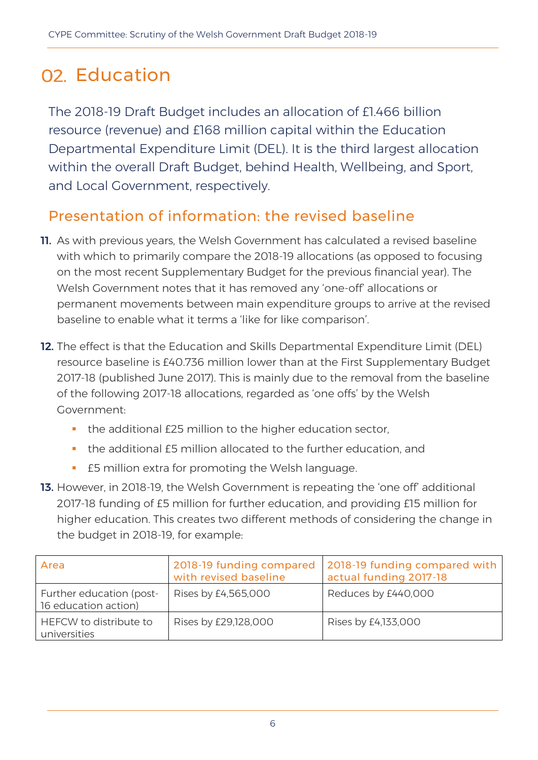# 02. Education

The 2018-19 Draft Budget includes an allocation of £1.466 billion resource (revenue) and £168 million capital within the Education Departmental Expenditure Limit (DEL). It is the third largest allocation within the overall Draft Budget, behind Health, Wellbeing, and Sport, and Local Government, respectively.

## Presentation of information: the revised baseline

**11.** As with previous years, the Welsh Government has calculated a revised baseline with which to primarily compare the 2018-19 allocations (as opposed to focusing on the most recent Supplementary Budget for the previous financial year). The Welsh Government notes that it has removed any 'one-off' allocations or permanent movements between main expenditure groups to arrive at the revised baseline to enable what it terms a 'like for like comparison'.

**12.** The effect is that the Education and Skills Departmental Expenditure Limit (DEL) resource baseline is £40.736 million lower than at the First Supplementary Budget 2017-18 (published June 2017). This is mainly due to the removal from the baseline of the following 2017-18 allocations, regarded as 'one offs' by the Welsh Government:

- the additional £25 million to the higher education sector,
- the additional £5 million allocated to the further education, and
- £5 million extra for promoting the Welsh language.

**13.** However, in 2018-19, the Welsh Government is repeating the 'one off' additional 2017-18 funding of £5 million for further education, and providing £15 million for higher education. This creates two different methods of considering the change in the budget in 2018-19, for example:

| Area | 2018-19 funding compared with revised baseline | 2018-19 funding compared with actual funding 2017-18 |
|---|---|---|
| Further education (post-16 education action) | Rises by £4,565,000 | Reduces by £440,000 |
| HEFCW to distribute to universities | Rises by £29,128,000 | Rises by £4,133,000 |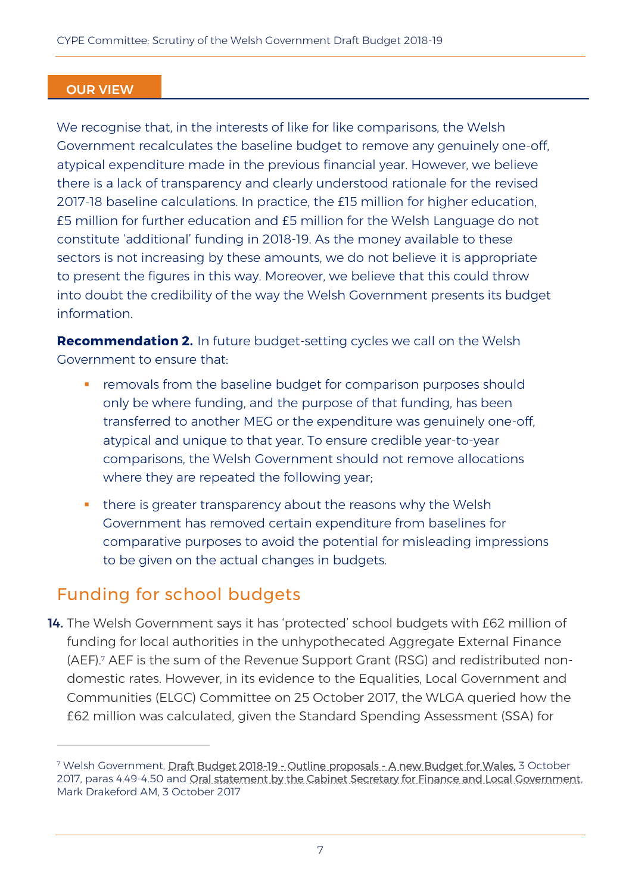## OUR VIEW

We recognise that, in the interests of like for like comparisons, the Welsh Government recalculates the baseline budget to remove any genuinely one-off, atypical expenditure made in the previous financial year. However, we believe there is a lack of transparency and clearly understood rationale for the revised 2017-18 baseline calculations. In practice, the £15 million for higher education, £5 million for further education and £5 million for the Welsh Language do not constitute 'additional' funding in 2018-19. As the money available to these sectors is not increasing by these amounts, we do not believe it is appropriate to present the figures in this way. Moreover, we believe that this could throw into doubt the credibility of the way the Welsh Government presents its budget information.

**Recommendation 2.** In future budget-setting cycles we call on the Welsh Government to ensure that:

- removals from the baseline budget for comparison purposes should only be where funding, and the purpose of that funding, has been transferred to another MEG or the expenditure was genuinely one-off, atypical and unique to that year. To ensure credible year-to-year comparisons, the Welsh Government should not remove allocations where they are repeated the following year;
- there is greater transparency about the reasons why the Welsh Government has removed certain expenditure from baselines for comparative purposes to avoid the potential for misleading impressions to be given on the actual changes in budgets.

## Funding for school budgets

**14.** The Welsh Government says it has 'protected' school budgets with £62 million of funding for local authorities in the unhypothecated Aggregate External Finance (AEF).[7] AEF is the sum of the Revenue Support Grant (RSG) and redistributed non-domestic rates. However, in its evidence to the Equalities, Local Government and Communities (ELGC) Committee on 25 October 2017, the WLGA queried how the £62 million was calculated, given the Standard Spending Assessment (SSA) for

---

[7] Welsh Government, Draft Budget 2018-19 - Outline proposals - A new Budget for Wales, 3 October 2017, paras 4.49-4.50 and Oral statement by the Cabinet Secretary for Finance and Local Government, Mark Drakeford AM, 3 October 2017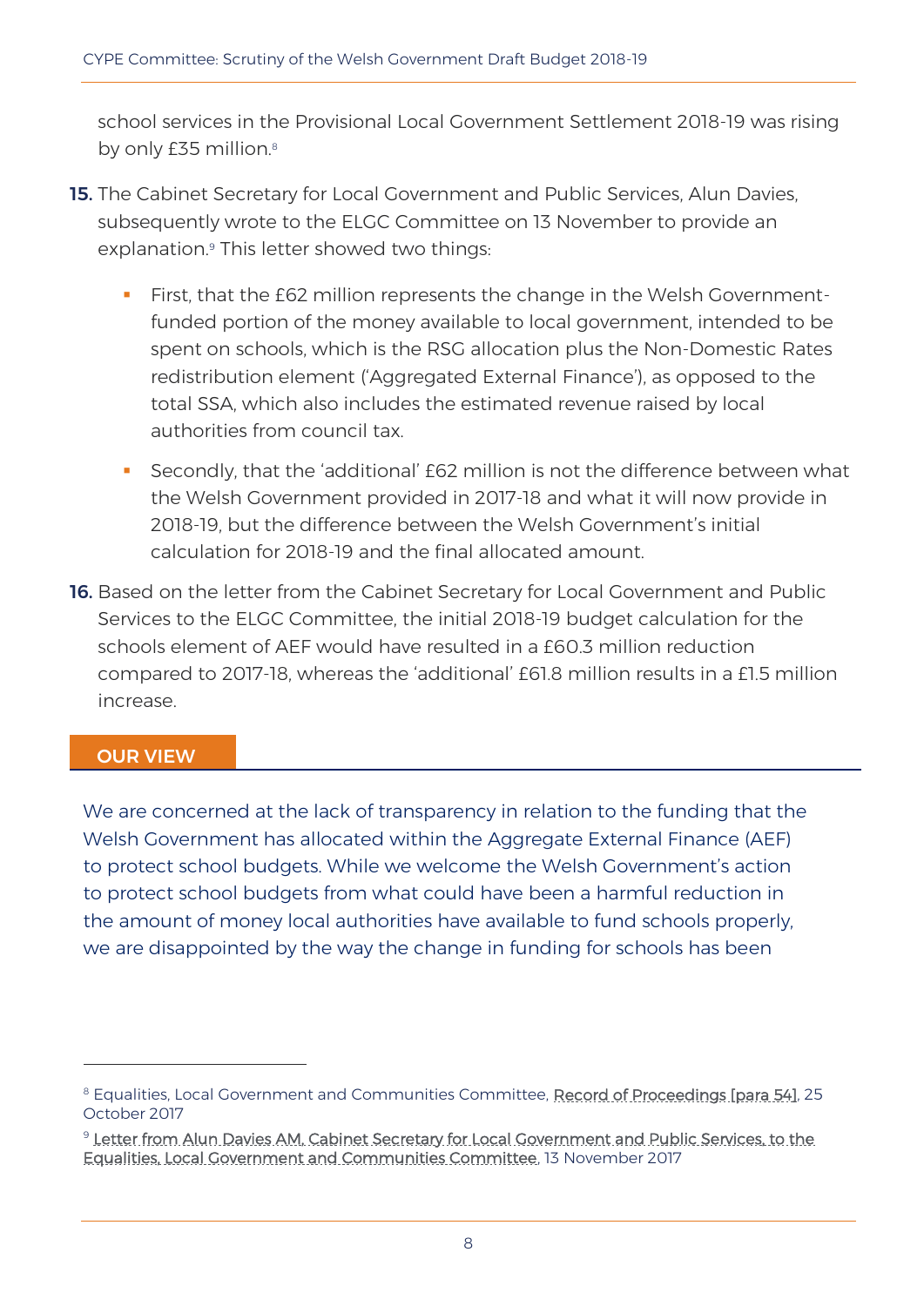school services in the Provisional Local Government Settlement 2018-19 was rising by only £35 million.[8]

**15.** The Cabinet Secretary for Local Government and Public Services, Alun Davies, subsequently wrote to the ELGC Committee on 13 November to provide an explanation.[9] This letter showed two things:

- First, that the £62 million represents the change in the Welsh Government-funded portion of the money available to local government, intended to be spent on schools, which is the RSG allocation plus the Non-Domestic Rates redistribution element ('Aggregated External Finance'), as opposed to the total SSA, which also includes the estimated revenue raised by local authorities from council tax.
- Secondly, that the 'additional' £62 million is not the difference between what the Welsh Government provided in 2017-18 and what it will now provide in 2018-19, but the difference between the Welsh Government's initial calculation for 2018-19 and the final allocated amount.

**16.** Based on the letter from the Cabinet Secretary for Local Government and Public Services to the ELGC Committee, the initial 2018-19 budget calculation for the schools element of AEF would have resulted in a £60.3 million reduction compared to 2017-18, whereas the 'additional' £61.8 million results in a £1.5 million increase.

## OUR VIEW

We are concerned at the lack of transparency in relation to the funding that the Welsh Government has allocated within the Aggregate External Finance (AEF) to protect school budgets. While we welcome the Welsh Government's action to protect school budgets from what could have been a harmful reduction in the amount of money local authorities have available to fund schools properly, we are disappointed by the way the change in funding for schools has been

---

[8] Equalities, Local Government and Communities Committee, Record of Proceedings [para 54], 25 October 2017

[9] Letter from Alun Davies AM, Cabinet Secretary for Local Government and Public Services, to the Equalities, Local Government and Communities Committee, 13 November 2017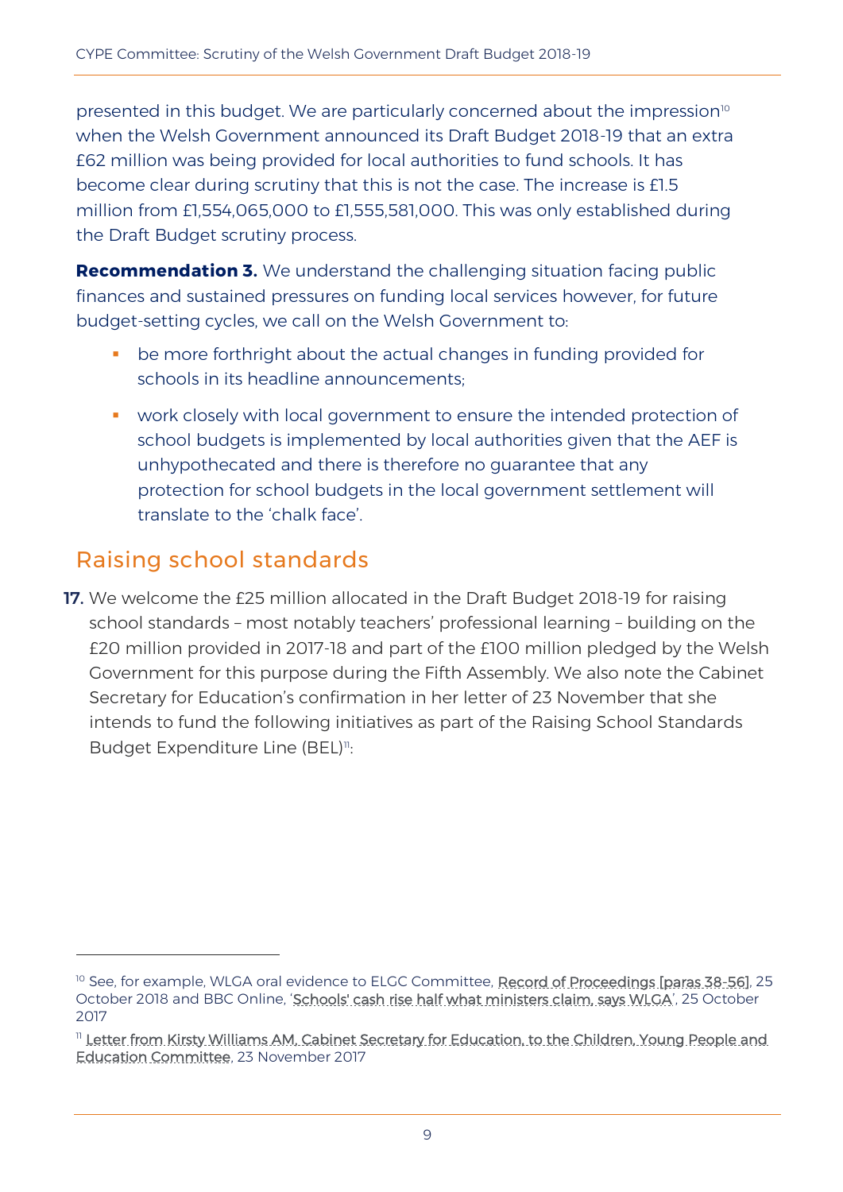presented in this budget. We are particularly concerned about the impression[10] when the Welsh Government announced its Draft Budget 2018-19 that an extra £62 million was being provided for local authorities to fund schools. It has become clear during scrutiny that this is not the case. The increase is £1.5 million from £1,554,065,000 to £1,555,581,000. This was only established during the Draft Budget scrutiny process.

**Recommendation 3.** We understand the challenging situation facing public finances and sustained pressures on funding local services however, for future budget-setting cycles, we call on the Welsh Government to:

- be more forthright about the actual changes in funding provided for schools in its headline announcements;
- work closely with local government to ensure the intended protection of school budgets is implemented by local authorities given that the AEF is unhypothecated and there is therefore no guarantee that any protection for school budgets in the local government settlement will translate to the 'chalk face'.

## Raising school standards

**17.** We welcome the £25 million allocated in the Draft Budget 2018-19 for raising school standards – most notably teachers' professional learning – building on the £20 million provided in 2017-18 and part of the £100 million pledged by the Welsh Government for this purpose during the Fifth Assembly. We also note the Cabinet Secretary for Education's confirmation in her letter of 23 November that she intends to fund the following initiatives as part of the Raising School Standards Budget Expenditure Line (BEL)[11]:

---

[10] See, for example, WLGA oral evidence to ELGC Committee, Record of Proceedings [paras 38-56], 25 October 2018 and BBC Online, 'Schools' cash rise half what ministers claim, says WLGA', 25 October 2017

[11] Letter from Kirsty Williams AM, Cabinet Secretary for Education, to the Children, Young People and Education Committee, 23 November 2017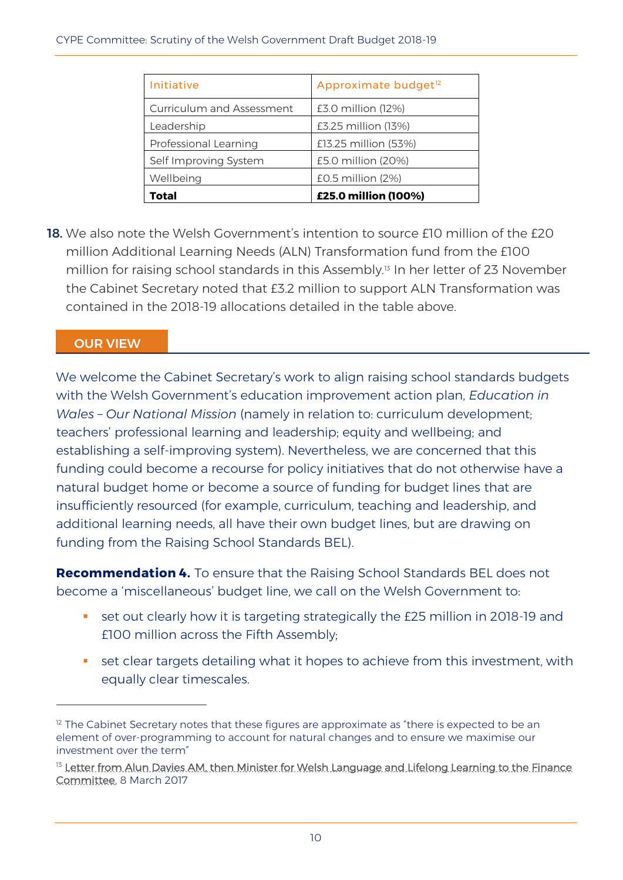| Initiative | Approximate budget[12] |
| --- | --- |
| Curriculum and Assessment | £3.0 million (12%) |
| Leadership | £3.25 million (13%) |
| Professional Learning | £13.25 million (53%) |
| Self Improving System | £5.0 million (20%) |
| Wellbeing | £0.5 million (2%) |
| **Total** | **£25.0 million (100%)** |

**18.** We also note the Welsh Government's intention to source £10 million of the £20 million Additional Learning Needs (ALN) Transformation fund from the £100 million for raising school standards in this Assembly.[13] In her letter of 23 November the Cabinet Secretary noted that £3.2 million to support ALN Transformation was contained in the 2018-19 allocations detailed in the table above.

## OUR VIEW

We welcome the Cabinet Secretary's work to align raising school standards budgets with the Welsh Government's education improvement action plan, *Education in Wales – Our National Mission* (namely in relation to: curriculum development; teachers' professional learning and leadership; equity and wellbeing; and establishing a self-improving system). Nevertheless, we are concerned that this funding could become a recourse for policy initiatives that do not otherwise have a natural budget home or become a source of funding for budget lines that are insufficiently resourced (for example, curriculum, teaching and leadership, and additional learning needs, all have their own budget lines, but are drawing on funding from the Raising School Standards BEL).

**Recommendation 4.** To ensure that the Raising School Standards BEL does not become a 'miscellaneous' budget line, we call on the Welsh Government to:

- set out clearly how it is targeting strategically the £25 million in 2018-19 and £100 million across the Fifth Assembly;
- set clear targets detailing what it hopes to achieve from this investment, with equally clear timescales.

---

[12] The Cabinet Secretary notes that these figures are approximate as "there is expected to be an element of over-programming to account for natural changes and to ensure we maximise our investment over the term"

[13] Letter from Alun Davies AM, then Minister for Welsh Language and Lifelong Learning to the Finance Committee, 8 March 2017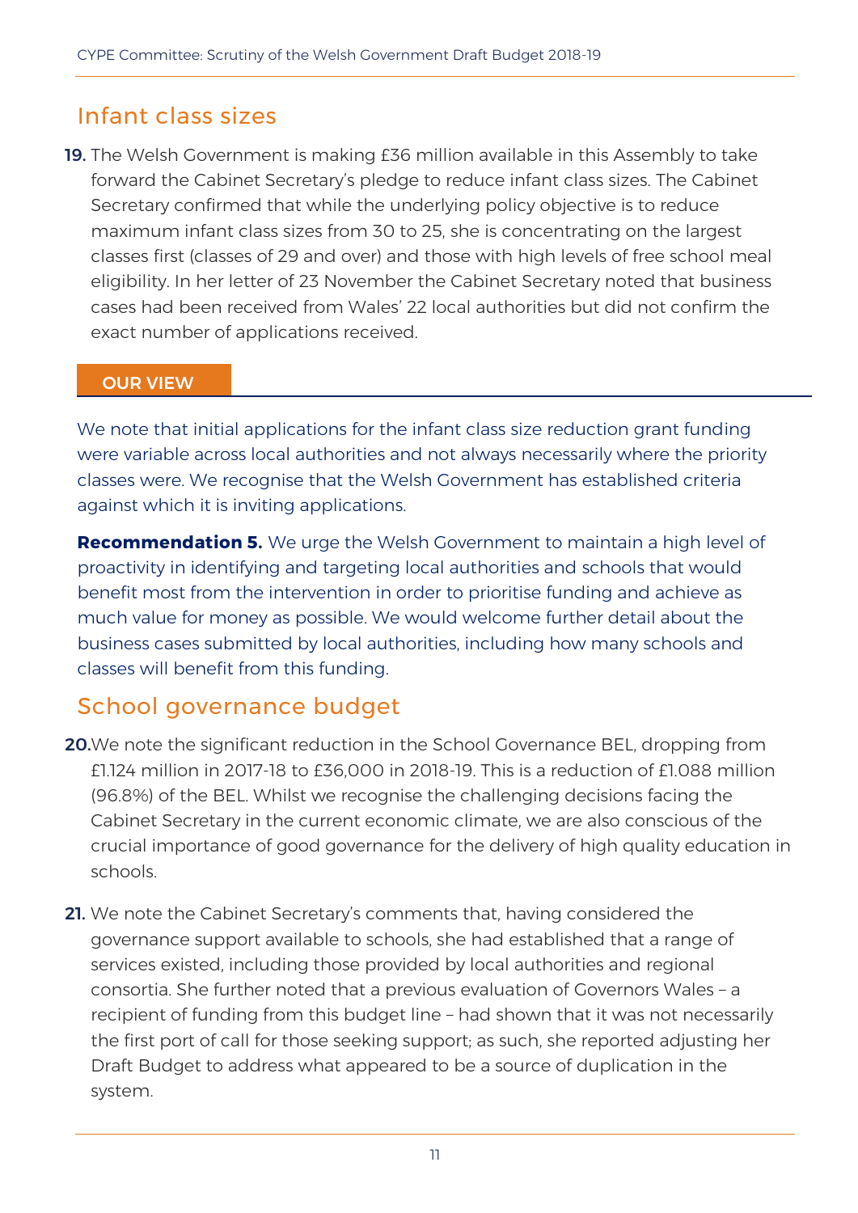## Infant class sizes

**19.** The Welsh Government is making £36 million available in this Assembly to take forward the Cabinet Secretary's pledge to reduce infant class sizes. The Cabinet Secretary confirmed that while the underlying policy objective is to reduce maximum infant class sizes from 30 to 25, she is concentrating on the largest classes first (classes of 29 and over) and those with high levels of free school meal eligibility. In her letter of 23 November the Cabinet Secretary noted that business cases had been received from Wales' 22 local authorities but did not confirm the exact number of applications received.

**OUR VIEW**

We note that initial applications for the infant class size reduction grant funding were variable across local authorities and not always necessarily where the priority classes were. We recognise that the Welsh Government has established criteria against which it is inviting applications.

**Recommendation 5.** We urge the Welsh Government to maintain a high level of proactivity in identifying and targeting local authorities and schools that would benefit most from the intervention in order to prioritise funding and achieve as much value for money as possible. We would welcome further detail about the business cases submitted by local authorities, including how many schools and classes will benefit from this funding.

## School governance budget

**20.** We note the significant reduction in the School Governance BEL, dropping from £1.124 million in 2017-18 to £36,000 in 2018-19. This is a reduction of £1.088 million (96.8%) of the BEL. Whilst we recognise the challenging decisions facing the Cabinet Secretary in the current economic climate, we are also conscious of the crucial importance of good governance for the delivery of high quality education in schools.

**21.** We note the Cabinet Secretary's comments that, having considered the governance support available to schools, she had established that a range of services existed, including those provided by local authorities and regional consortia. She further noted that a previous evaluation of Governors Wales – a recipient of funding from this budget line – had shown that it was not necessarily the first port of call for those seeking support; as such, she reported adjusting her Draft Budget to address what appeared to be a source of duplication in the system.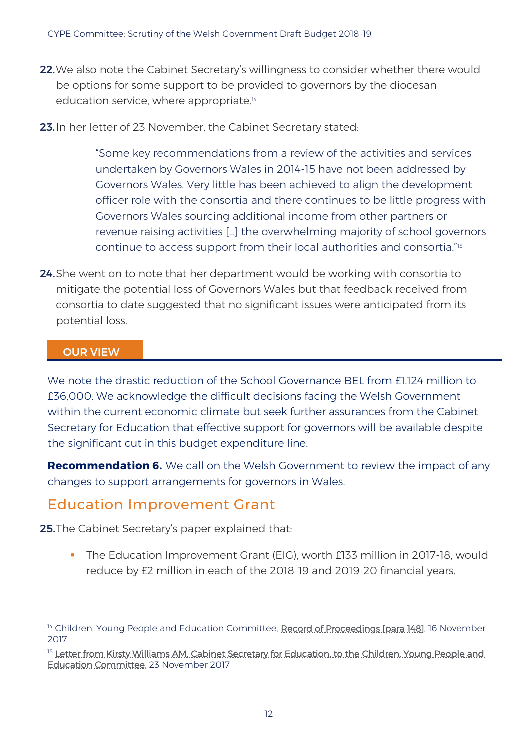**22.** We also note the Cabinet Secretary's willingness to consider whether there would be options for some support to be provided to governors by the diocesan education service, where appropriate.[14]

**23.** In her letter of 23 November, the Cabinet Secretary stated:

> "Some key recommendations from a review of the activities and services undertaken by Governors Wales in 2014-15 have not been addressed by Governors Wales. Very little has been achieved to align the development officer role with the consortia and there continues to be little progress with Governors Wales sourcing additional income from other partners or revenue raising activities […] the overwhelming majority of school governors continue to access support from their local authorities and consortia."[15]

**24.** She went on to note that her department would be working with consortia to mitigate the potential loss of Governors Wales but that feedback received from consortia to date suggested that no significant issues were anticipated from its potential loss.

**OUR VIEW**

We note the drastic reduction of the School Governance BEL from £1.124 million to £36,000. We acknowledge the difficult decisions facing the Welsh Government within the current economic climate but seek further assurances from the Cabinet Secretary for Education that effective support for governors will be available despite the significant cut in this budget expenditure line.

**Recommendation 6.** We call on the Welsh Government to review the impact of any changes to support arrangements for governors in Wales.

## Education Improvement Grant

**25.** The Cabinet Secretary's paper explained that:

- The Education Improvement Grant (EIG), worth £133 million in 2017-18, would reduce by £2 million in each of the 2018-19 and 2019-20 financial years.

---

[14] Children, Young People and Education Committee, Record of Proceedings [para 148], 16 November 2017

[15] Letter from Kirsty Williams AM, Cabinet Secretary for Education, to the Children, Young People and Education Committee, 23 November 2017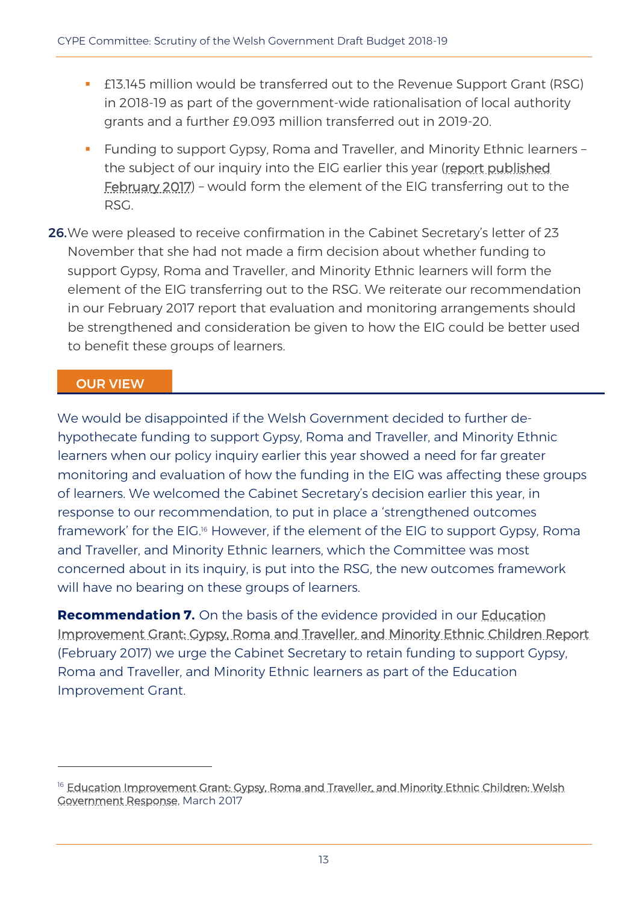- £13.145 million would be transferred out to the Revenue Support Grant (RSG) in 2018-19 as part of the government-wide rationalisation of local authority grants and a further £9.093 million transferred out in 2019-20.
- Funding to support Gypsy, Roma and Traveller, and Minority Ethnic learners – the subject of our inquiry into the EIG earlier this year (report published February 2017) – would form the element of the EIG transferring out to the RSG.

**26.** We were pleased to receive confirmation in the Cabinet Secretary's letter of 23 November that she had not made a firm decision about whether funding to support Gypsy, Roma and Traveller, and Minority Ethnic learners will form the element of the EIG transferring out to the RSG. We reiterate our recommendation in our February 2017 report that evaluation and monitoring arrangements should be strengthened and consideration be given to how the EIG could be better used to benefit these groups of learners.

## OUR VIEW

We would be disappointed if the Welsh Government decided to further de-hypothecate funding to support Gypsy, Roma and Traveller, and Minority Ethnic learners when our policy inquiry earlier this year showed a need for far greater monitoring and evaluation of how the funding in the EIG was affecting these groups of learners. We welcomed the Cabinet Secretary's decision earlier this year, in response to our recommendation, to put in place a 'strengthened outcomes framework' for the EIG.[16] However, if the element of the EIG to support Gypsy, Roma and Traveller, and Minority Ethnic learners, which the Committee was most concerned about in its inquiry, is put into the RSG, the new outcomes framework will have no bearing on these groups of learners.

**Recommendation 7.** On the basis of the evidence provided in our Education Improvement Grant: Gypsy, Roma and Traveller, and Minority Ethnic Children Report (February 2017) we urge the Cabinet Secretary to retain funding to support Gypsy, Roma and Traveller, and Minority Ethnic learners as part of the Education Improvement Grant.

---

[16] Education Improvement Grant: Gypsy, Roma and Traveller, and Minority Ethnic Children: Welsh Government Response, March 2017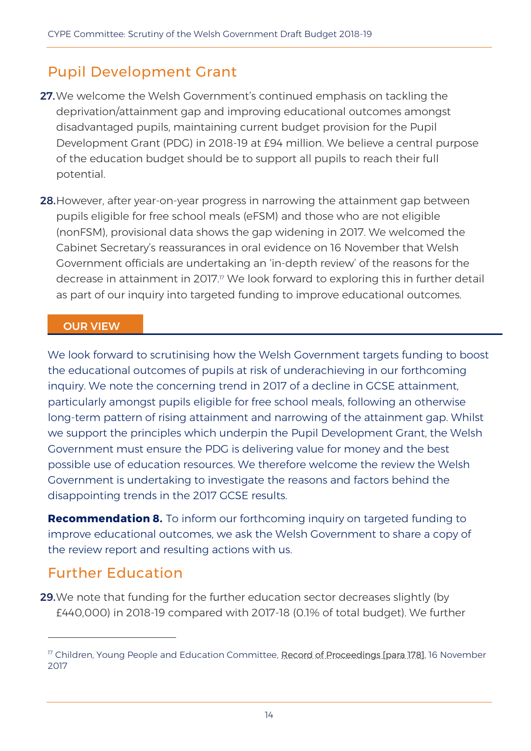## Pupil Development Grant

**27.** We welcome the Welsh Government's continued emphasis on tackling the deprivation/attainment gap and improving educational outcomes amongst disadvantaged pupils, maintaining current budget provision for the Pupil Development Grant (PDG) in 2018-19 at £94 million. We believe a central purpose of the education budget should be to support all pupils to reach their full potential.

**28.** However, after year-on-year progress in narrowing the attainment gap between pupils eligible for free school meals (eFSM) and those who are not eligible (nonFSM), provisional data shows the gap widening in 2017. We welcomed the Cabinet Secretary's reassurances in oral evidence on 16 November that Welsh Government officials are undertaking an 'in-depth review' of the reasons for the decrease in attainment in 2017.[17] We look forward to exploring this in further detail as part of our inquiry into targeted funding to improve educational outcomes.

**OUR VIEW**

We look forward to scrutinising how the Welsh Government targets funding to boost the educational outcomes of pupils at risk of underachieving in our forthcoming inquiry. We note the concerning trend in 2017 of a decline in GCSE attainment, particularly amongst pupils eligible for free school meals, following an otherwise long-term pattern of rising attainment and narrowing of the attainment gap. Whilst we support the principles which underpin the Pupil Development Grant, the Welsh Government must ensure the PDG is delivering value for money and the best possible use of education resources. We therefore welcome the review the Welsh Government is undertaking to investigate the reasons and factors behind the disappointing trends in the 2017 GCSE results.

**Recommendation 8.** To inform our forthcoming inquiry on targeted funding to improve educational outcomes, we ask the Welsh Government to share a copy of the review report and resulting actions with us.

## Further Education

**29.** We note that funding for the further education sector decreases slightly (by £440,000) in 2018-19 compared with 2017-18 (0.1% of total budget). We further

---

[17] Children, Young People and Education Committee, Record of Proceedings [para 178], 16 November 2017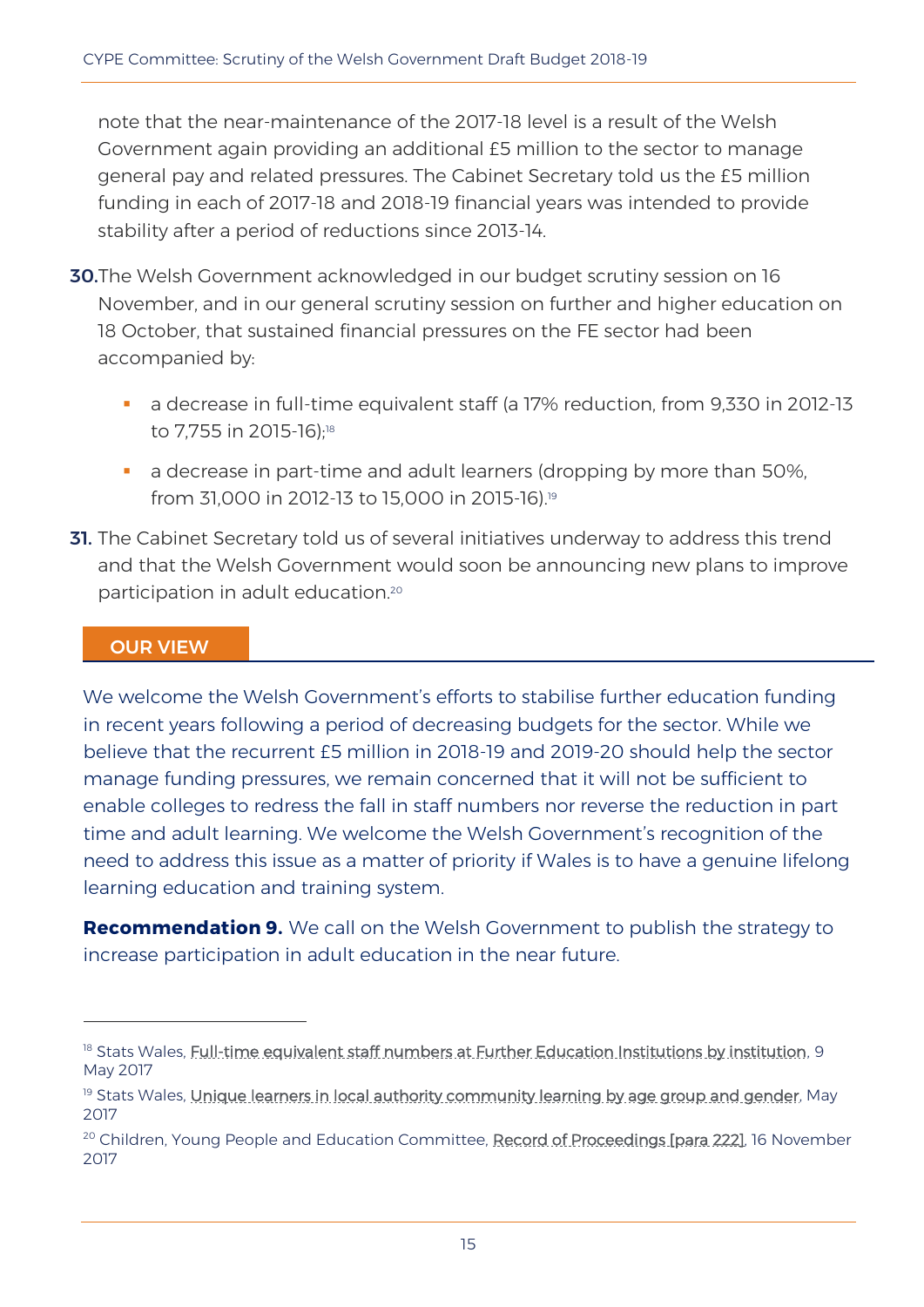note that the near-maintenance of the 2017-18 level is a result of the Welsh Government again providing an additional £5 million to the sector to manage general pay and related pressures. The Cabinet Secretary told us the £5 million funding in each of 2017-18 and 2018-19 financial years was intended to provide stability after a period of reductions since 2013-14.

**30.** The Welsh Government acknowledged in our budget scrutiny session on 16 November, and in our general scrutiny session on further and higher education on 18 October, that sustained financial pressures on the FE sector had been accompanied by:

- a decrease in full-time equivalent staff (a 17% reduction, from 9,330 in 2012-13 to 7,755 in 2015-16);[18]
- a decrease in part-time and adult learners (dropping by more than 50%, from 31,000 in 2012-13 to 15,000 in 2015-16).[19]

**31.** The Cabinet Secretary told us of several initiatives underway to address this trend and that the Welsh Government would soon be announcing new plans to improve participation in adult education.[20]

## OUR VIEW

We welcome the Welsh Government's efforts to stabilise further education funding in recent years following a period of decreasing budgets for the sector. While we believe that the recurrent £5 million in 2018-19 and 2019-20 should help the sector manage funding pressures, we remain concerned that it will not be sufficient to enable colleges to redress the fall in staff numbers nor reverse the reduction in part time and adult learning. We welcome the Welsh Government's recognition of the need to address this issue as a matter of priority if Wales is to have a genuine lifelong learning education and training system.

**Recommendation 9.** We call on the Welsh Government to publish the strategy to increase participation in adult education in the near future.

---

[18] Stats Wales, Full-time equivalent staff numbers at Further Education Institutions by institution, 9 May 2017

[19] Stats Wales, Unique learners in local authority community learning by age group and gender, May 2017

[20] Children, Young People and Education Committee, Record of Proceedings [para 222], 16 November 2017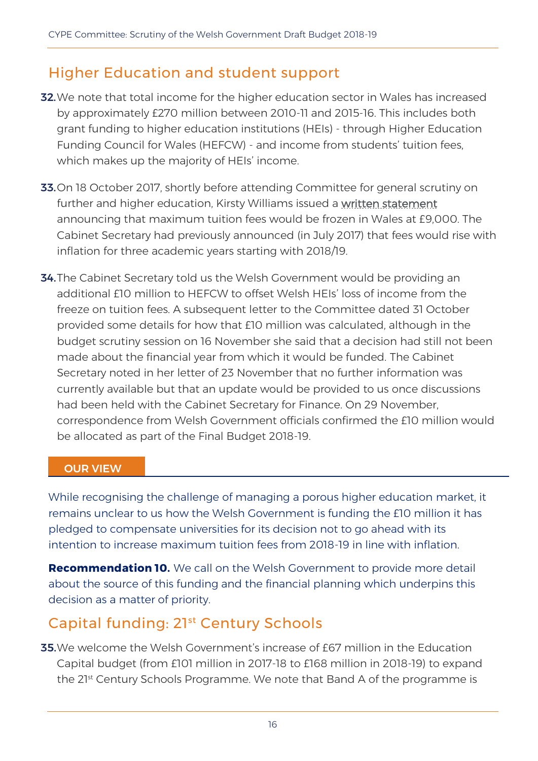## Higher Education and student support

**32.** We note that total income for the higher education sector in Wales has increased by approximately £270 million between 2010-11 and 2015-16. This includes both grant funding to higher education institutions (HEIs) - through Higher Education Funding Council for Wales (HEFCW) - and income from students' tuition fees, which makes up the majority of HEIs' income.

**33.** On 18 October 2017, shortly before attending Committee for general scrutiny on further and higher education, Kirsty Williams issued a written statement announcing that maximum tuition fees would be frozen in Wales at £9,000. The Cabinet Secretary had previously announced (in July 2017) that fees would rise with inflation for three academic years starting with 2018/19.

**34.** The Cabinet Secretary told us the Welsh Government would be providing an additional £10 million to HEFCW to offset Welsh HEIs' loss of income from the freeze on tuition fees. A subsequent letter to the Committee dated 31 October provided some details for how that £10 million was calculated, although in the budget scrutiny session on 16 November she said that a decision had still not been made about the financial year from which it would be funded. The Cabinet Secretary noted in her letter of 23 November that no further information was currently available but that an update would be provided to us once discussions had been held with the Cabinet Secretary for Finance. On 29 November, correspondence from Welsh Government officials confirmed the £10 million would be allocated as part of the Final Budget 2018-19.

**OUR VIEW**

While recognising the challenge of managing a porous higher education market, it remains unclear to us how the Welsh Government is funding the £10 million it has pledged to compensate universities for its decision not to go ahead with its intention to increase maximum tuition fees from 2018-19 in line with inflation.

**Recommendation 10.** We call on the Welsh Government to provide more detail about the source of this funding and the financial planning which underpins this decision as a matter of priority.

## Capital funding: 21st Century Schools

**35.** We welcome the Welsh Government's increase of £67 million in the Education Capital budget (from £101 million in 2017-18 to £168 million in 2018-19) to expand the 21st Century Schools Programme. We note that Band A of the programme is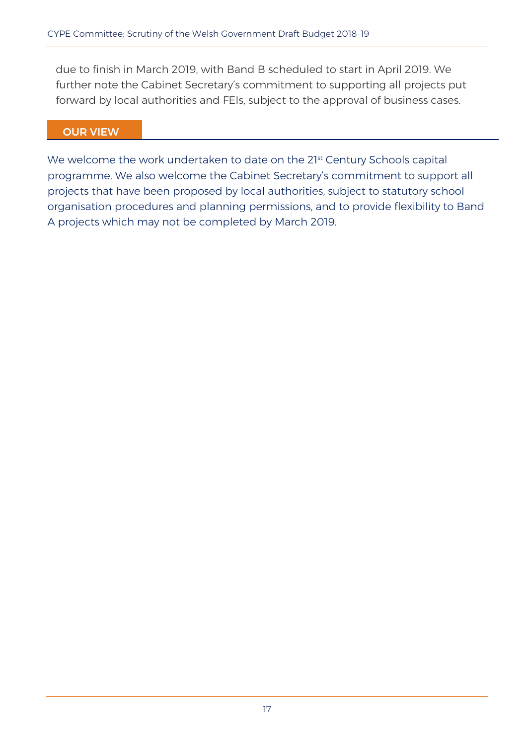due to finish in March 2019, with Band B scheduled to start in April 2019. We further note the Cabinet Secretary's commitment to supporting all projects put forward by local authorities and FEIs, subject to the approval of business cases.

## OUR VIEW

We welcome the work undertaken to date on the 21st Century Schools capital programme. We also welcome the Cabinet Secretary's commitment to support all projects that have been proposed by local authorities, subject to statutory school organisation procedures and planning permissions, and to provide flexibility to Band A projects which may not be completed by March 2019.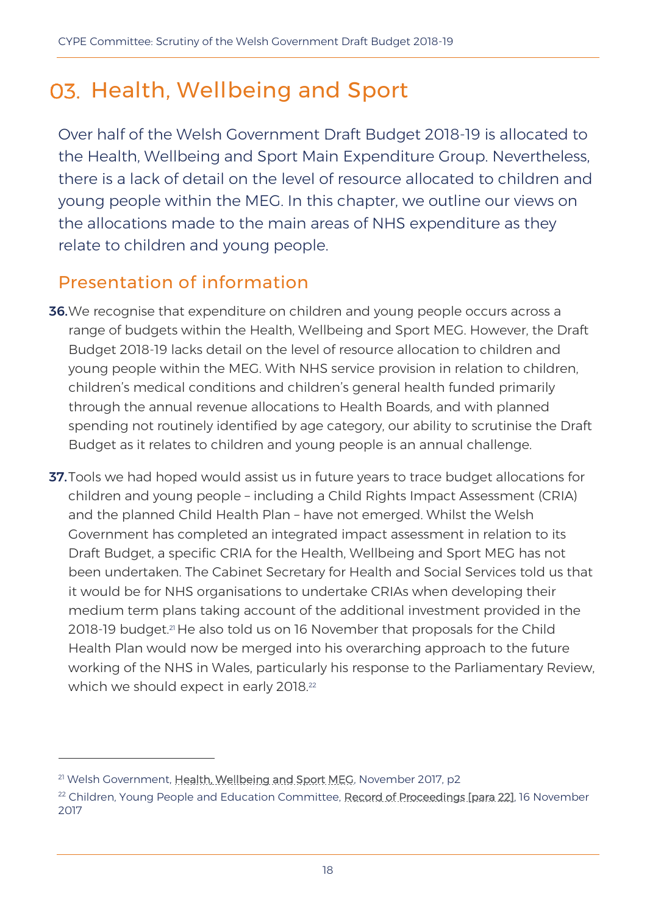# 03. Health, Wellbeing and Sport

Over half of the Welsh Government Draft Budget 2018-19 is allocated to the Health, Wellbeing and Sport Main Expenditure Group. Nevertheless, there is a lack of detail on the level of resource allocated to children and young people within the MEG. In this chapter, we outline our views on the allocations made to the main areas of NHS expenditure as they relate to children and young people.

## Presentation of information

**36.** We recognise that expenditure on children and young people occurs across a range of budgets within the Health, Wellbeing and Sport MEG. However, the Draft Budget 2018-19 lacks detail on the level of resource allocation to children and young people within the MEG. With NHS service provision in relation to children, children's medical conditions and children's general health funded primarily through the annual revenue allocations to Health Boards, and with planned spending not routinely identified by age category, our ability to scrutinise the Draft Budget as it relates to children and young people is an annual challenge.

**37.** Tools we had hoped would assist us in future years to trace budget allocations for children and young people – including a Child Rights Impact Assessment (CRIA) and the planned Child Health Plan – have not emerged. Whilst the Welsh Government has completed an integrated impact assessment in relation to its Draft Budget, a specific CRIA for the Health, Wellbeing and Sport MEG has not been undertaken. The Cabinet Secretary for Health and Social Services told us that it would be for NHS organisations to undertake CRIAs when developing their medium term plans taking account of the additional investment provided in the 2018-19 budget.[21] He also told us on 16 November that proposals for the Child Health Plan would now be merged into his overarching approach to the future working of the NHS in Wales, particularly his response to the Parliamentary Review, which we should expect in early 2018.[22]

---

[21] Welsh Government, Health, Wellbeing and Sport MEG, November 2017, p2

[22] Children, Young People and Education Committee, Record of Proceedings [para 22], 16 November 2017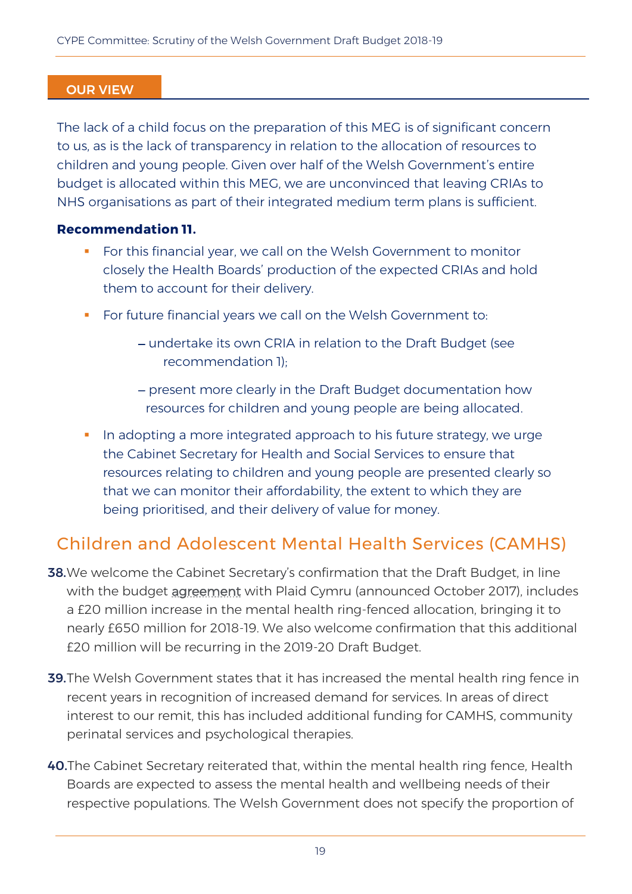**OUR VIEW**

The lack of a child focus on the preparation of this MEG is of significant concern to us, as is the lack of transparency in relation to the allocation of resources to children and young people. Given over half of the Welsh Government's entire budget is allocated within this MEG, we are unconvinced that leaving CRIAs to NHS organisations as part of their integrated medium term plans is sufficient.

**Recommendation 11.**

- For this financial year, we call on the Welsh Government to monitor closely the Health Boards' production of the expected CRIAs and hold them to account for their delivery.
- For future financial years we call on the Welsh Government to:
  - undertake its own CRIA in relation to the Draft Budget (see recommendation 1);
  - present more clearly in the Draft Budget documentation how resources for children and young people are being allocated.
- In adopting a more integrated approach to his future strategy, we urge the Cabinet Secretary for Health and Social Services to ensure that resources relating to children and young people are presented clearly so that we can monitor their affordability, the extent to which they are being prioritised, and their delivery of value for money.

## Children and Adolescent Mental Health Services (CAMHS)

**38.** We welcome the Cabinet Secretary's confirmation that the Draft Budget, in line with the budget agreement with Plaid Cymru (announced October 2017), includes a £20 million increase in the mental health ring-fenced allocation, bringing it to nearly £650 million for 2018-19. We also welcome confirmation that this additional £20 million will be recurring in the 2019-20 Draft Budget.

**39.** The Welsh Government states that it has increased the mental health ring fence in recent years in recognition of increased demand for services. In areas of direct interest to our remit, this has included additional funding for CAMHS, community perinatal services and psychological therapies.

**40.** The Cabinet Secretary reiterated that, within the mental health ring fence, Health Boards are expected to assess the mental health and wellbeing needs of their respective populations. The Welsh Government does not specify the proportion of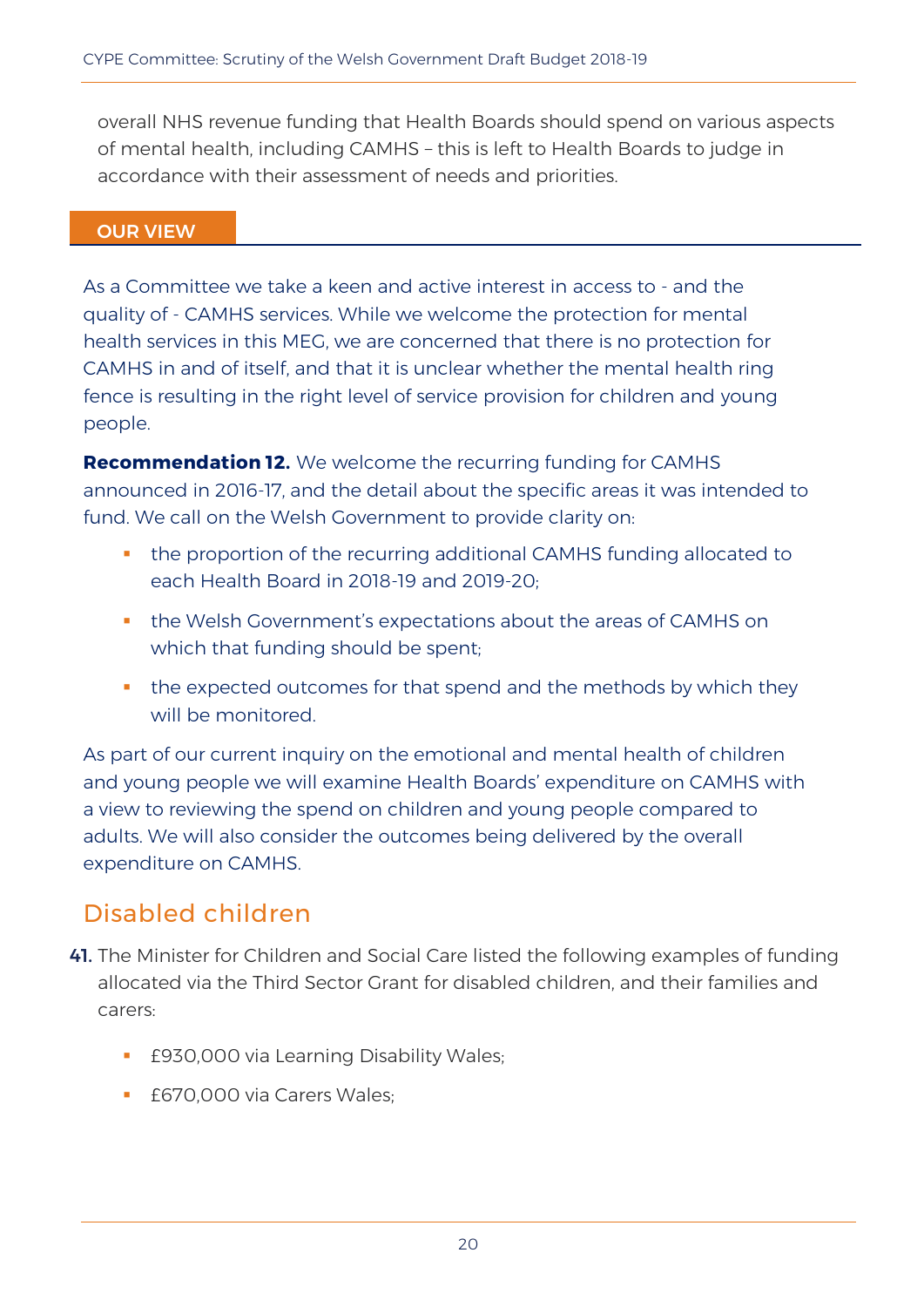overall NHS revenue funding that Health Boards should spend on various aspects of mental health, including CAMHS – this is left to Health Boards to judge in accordance with their assessment of needs and priorities.

**OUR VIEW**

As a Committee we take a keen and active interest in access to - and the quality of - CAMHS services. While we welcome the protection for mental health services in this MEG, we are concerned that there is no protection for CAMHS in and of itself, and that it is unclear whether the mental health ring fence is resulting in the right level of service provision for children and young people.

**Recommendation 12.** We welcome the recurring funding for CAMHS announced in 2016-17, and the detail about the specific areas it was intended to fund. We call on the Welsh Government to provide clarity on:

- the proportion of the recurring additional CAMHS funding allocated to each Health Board in 2018-19 and 2019-20;
- the Welsh Government's expectations about the areas of CAMHS on which that funding should be spent;
- the expected outcomes for that spend and the methods by which they will be monitored.

As part of our current inquiry on the emotional and mental health of children and young people we will examine Health Boards' expenditure on CAMHS with a view to reviewing the spend on children and young people compared to adults. We will also consider the outcomes being delivered by the overall expenditure on CAMHS.

## Disabled children

**41.** The Minister for Children and Social Care listed the following examples of funding allocated via the Third Sector Grant for disabled children, and their families and carers:

- £930,000 via Learning Disability Wales;
- £670,000 via Carers Wales;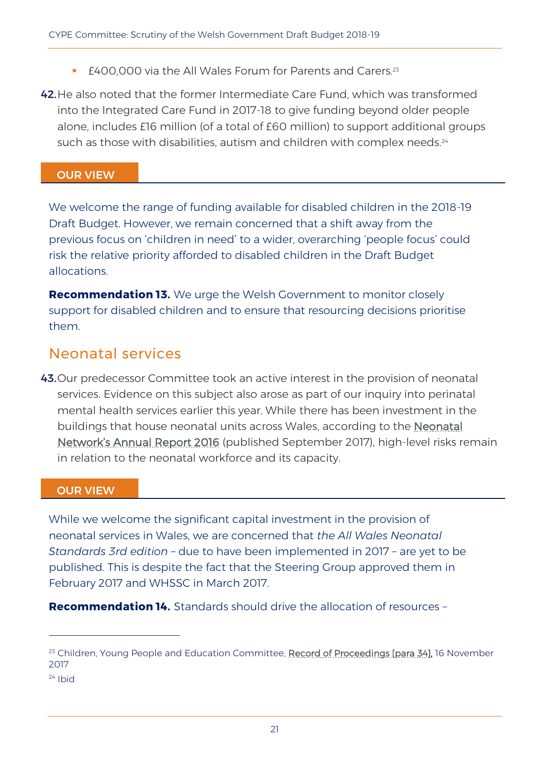- £400,000 via the All Wales Forum for Parents and Carers.[23]

**42.** He also noted that the former Intermediate Care Fund, which was transformed into the Integrated Care Fund in 2017-18 to give funding beyond older people alone, includes £16 million (of a total of £60 million) to support additional groups such as those with disabilities, autism and children with complex needs.[24]

**OUR VIEW**

We welcome the range of funding available for disabled children in the 2018-19 Draft Budget. However, we remain concerned that a shift away from the previous focus on 'children in need' to a wider, overarching 'people focus' could risk the relative priority afforded to disabled children in the Draft Budget allocations.

**Recommendation 13.** We urge the Welsh Government to monitor closely support for disabled children and to ensure that resourcing decisions prioritise them.

## Neonatal services

**43.** Our predecessor Committee took an active interest in the provision of neonatal services. Evidence on this subject also arose as part of our inquiry into perinatal mental health services earlier this year. While there has been investment in the buildings that house neonatal units across Wales, according to the Neonatal Network's Annual Report 2016 (published September 2017), high-level risks remain in relation to the neonatal workforce and its capacity.

**OUR VIEW**

While we welcome the significant capital investment in the provision of neonatal services in Wales, we are concerned that *the All Wales Neonatal Standards 3rd edition* – due to have been implemented in 2017 – are yet to be published. This is despite the fact that the Steering Group approved them in February 2017 and WHSSC in March 2017.

**Recommendation 14.** Standards should drive the allocation of resources –

---

[23] Children, Young People and Education Committee, Record of Proceedings [para 34], 16 November 2017

[24] Ibid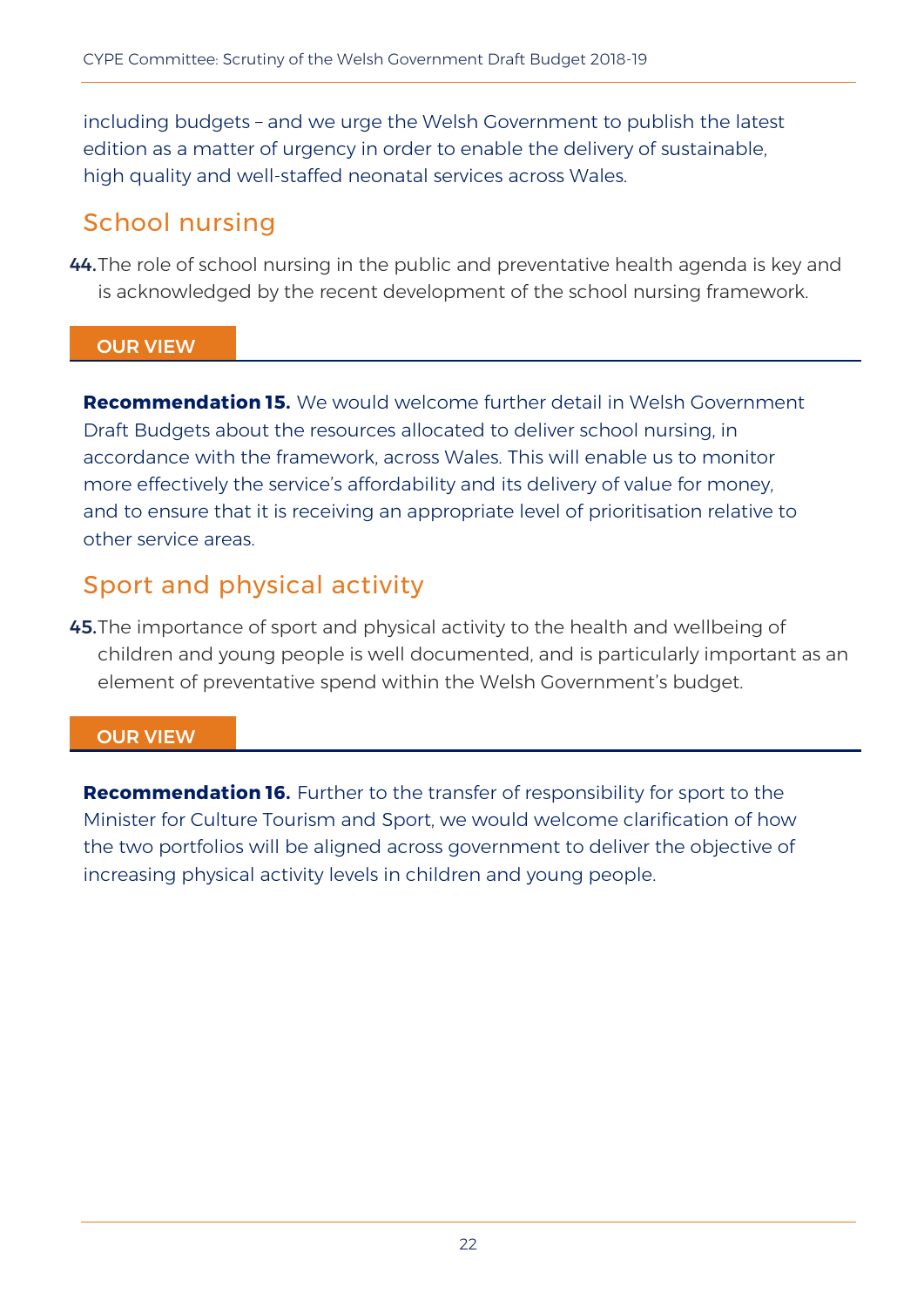including budgets – and we urge the Welsh Government to publish the latest edition as a matter of urgency in order to enable the delivery of sustainable, high quality and well-staffed neonatal services across Wales.

## School nursing

**44.** The role of school nursing in the public and preventative health agenda is key and is acknowledged by the recent development of the school nursing framework.

**OUR VIEW**

**Recommendation 15.** We would welcome further detail in Welsh Government Draft Budgets about the resources allocated to deliver school nursing, in accordance with the framework, across Wales. This will enable us to monitor more effectively the service's affordability and its delivery of value for money, and to ensure that it is receiving an appropriate level of prioritisation relative to other service areas.

## Sport and physical activity

**45.** The importance of sport and physical activity to the health and wellbeing of children and young people is well documented, and is particularly important as an element of preventative spend within the Welsh Government's budget.

**OUR VIEW**

**Recommendation 16.** Further to the transfer of responsibility for sport to the Minister for Culture Tourism and Sport, we would welcome clarification of how the two portfolios will be aligned across government to deliver the objective of increasing physical activity levels in children and young people.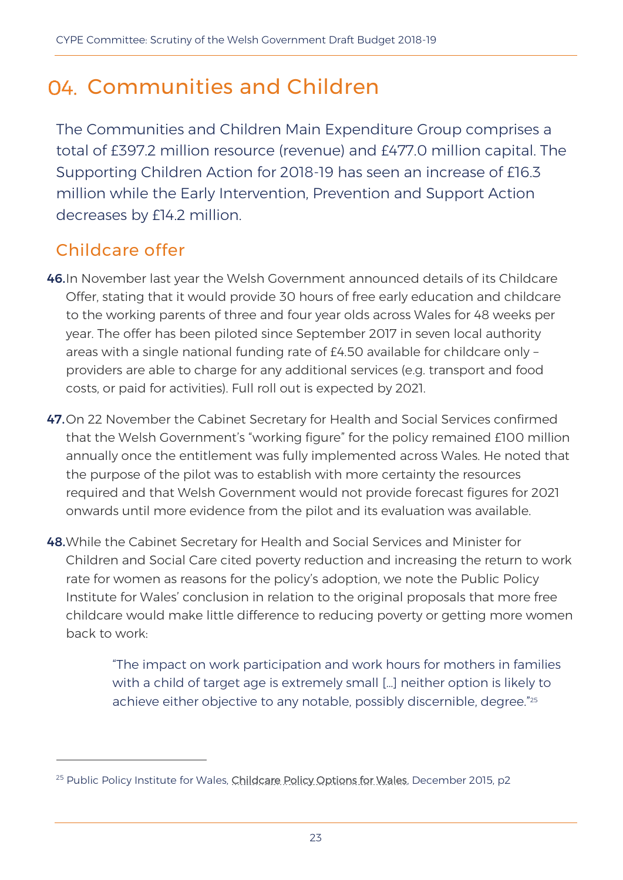# 04. Communities and Children

The Communities and Children Main Expenditure Group comprises a total of £397.2 million resource (revenue) and £477.0 million capital. The Supporting Children Action for 2018-19 has seen an increase of £16.3 million while the Early Intervention, Prevention and Support Action decreases by £14.2 million.

## Childcare offer

**46.** In November last year the Welsh Government announced details of its Childcare Offer, stating that it would provide 30 hours of free early education and childcare to the working parents of three and four year olds across Wales for 48 weeks per year. The offer has been piloted since September 2017 in seven local authority areas with a single national funding rate of £4.50 available for childcare only – providers are able to charge for any additional services (e.g. transport and food costs, or paid for activities). Full roll out is expected by 2021.

**47.** On 22 November the Cabinet Secretary for Health and Social Services confirmed that the Welsh Government's "working figure" for the policy remained £100 million annually once the entitlement was fully implemented across Wales. He noted that the purpose of the pilot was to establish with more certainty the resources required and that Welsh Government would not provide forecast figures for 2021 onwards until more evidence from the pilot and its evaluation was available.

**48.** While the Cabinet Secretary for Health and Social Services and Minister for Children and Social Care cited poverty reduction and increasing the return to work rate for women as reasons for the policy's adoption, we note the Public Policy Institute for Wales' conclusion in relation to the original proposals that more free childcare would make little difference to reducing poverty or getting more women back to work:

> "The impact on work participation and work hours for mothers in families with a child of target age is extremely small […] neither option is likely to achieve either objective to any notable, possibly discernible, degree."[25]

---

[25] Public Policy Institute for Wales, Childcare Policy Options for Wales, December 2015, p2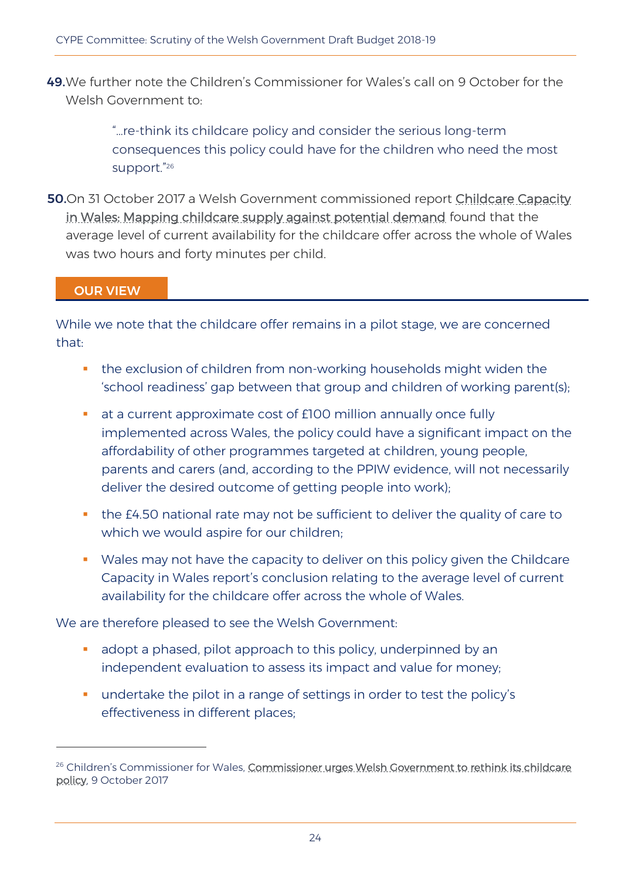**49.** We further note the Children's Commissioner for Wales's call on 9 October for the Welsh Government to:

> "…re-think its childcare policy and consider the serious long-term consequences this policy could have for the children who need the most support."[26]

**50.** On 31 October 2017 a Welsh Government commissioned report Childcare Capacity in Wales: Mapping childcare supply against potential demand found that the average level of current availability for the childcare offer across the whole of Wales was two hours and forty minutes per child.

### OUR VIEW

While we note that the childcare offer remains in a pilot stage, we are concerned that:

- the exclusion of children from non-working households might widen the 'school readiness' gap between that group and children of working parent(s);
- at a current approximate cost of £100 million annually once fully implemented across Wales, the policy could have a significant impact on the affordability of other programmes targeted at children, young people, parents and carers (and, according to the PPIW evidence, will not necessarily deliver the desired outcome of getting people into work);
- the £4.50 national rate may not be sufficient to deliver the quality of care to which we would aspire for our children;
- Wales may not have the capacity to deliver on this policy given the Childcare Capacity in Wales report's conclusion relating to the average level of current availability for the childcare offer across the whole of Wales.

We are therefore pleased to see the Welsh Government:

- adopt a phased, pilot approach to this policy, underpinned by an independent evaluation to assess its impact and value for money;
- undertake the pilot in a range of settings in order to test the policy's effectiveness in different places;

---

[26] Children's Commissioner for Wales, Commissioner urges Welsh Government to rethink its childcare policy, 9 October 2017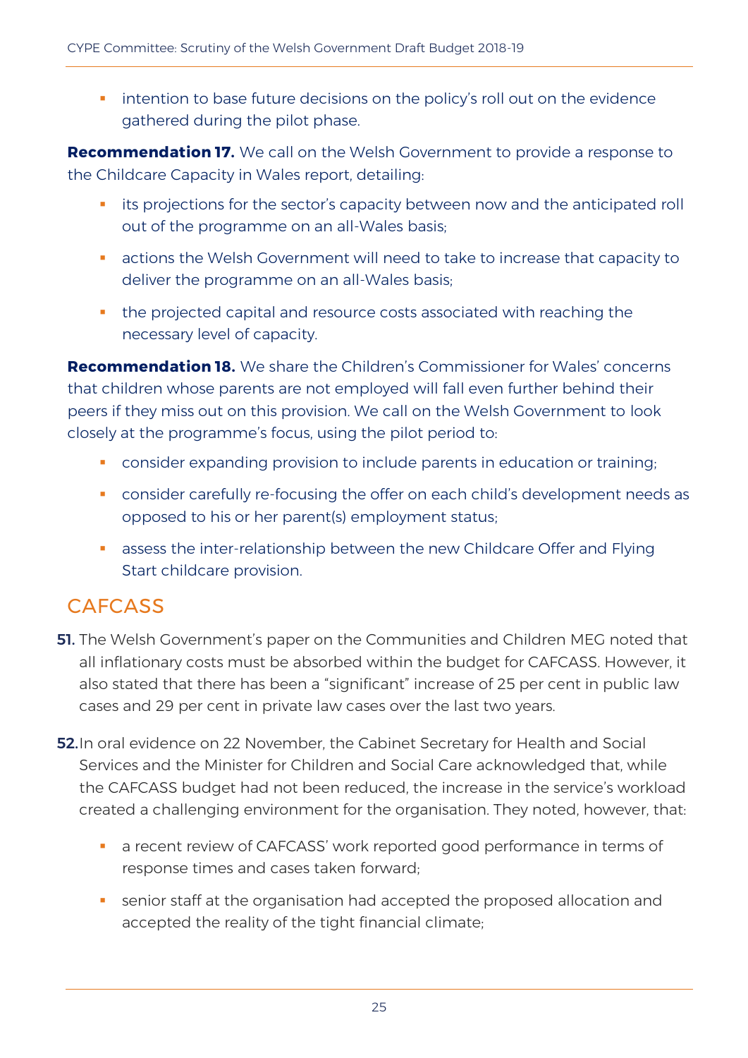- intention to base future decisions on the policy's roll out on the evidence gathered during the pilot phase.

**Recommendation 17.** We call on the Welsh Government to provide a response to the Childcare Capacity in Wales report, detailing:

- its projections for the sector's capacity between now and the anticipated roll out of the programme on an all-Wales basis;
- actions the Welsh Government will need to take to increase that capacity to deliver the programme on an all-Wales basis;
- the projected capital and resource costs associated with reaching the necessary level of capacity.

**Recommendation 18.** We share the Children's Commissioner for Wales' concerns that children whose parents are not employed will fall even further behind their peers if they miss out on this provision. We call on the Welsh Government to look closely at the programme's focus, using the pilot period to:

- consider expanding provision to include parents in education or training;
- consider carefully re-focusing the offer on each child's development needs as opposed to his or her parent(s) employment status;
- assess the inter-relationship between the new Childcare Offer and Flying Start childcare provision.

## CAFCASS

**51.** The Welsh Government's paper on the Communities and Children MEG noted that all inflationary costs must be absorbed within the budget for CAFCASS. However, it also stated that there has been a "significant" increase of 25 per cent in public law cases and 29 per cent in private law cases over the last two years.

**52.** In oral evidence on 22 November, the Cabinet Secretary for Health and Social Services and the Minister for Children and Social Care acknowledged that, while the CAFCASS budget had not been reduced, the increase in the service's workload created a challenging environment for the organisation. They noted, however, that:

- a recent review of CAFCASS' work reported good performance in terms of response times and cases taken forward;
- senior staff at the organisation had accepted the proposed allocation and accepted the reality of the tight financial climate;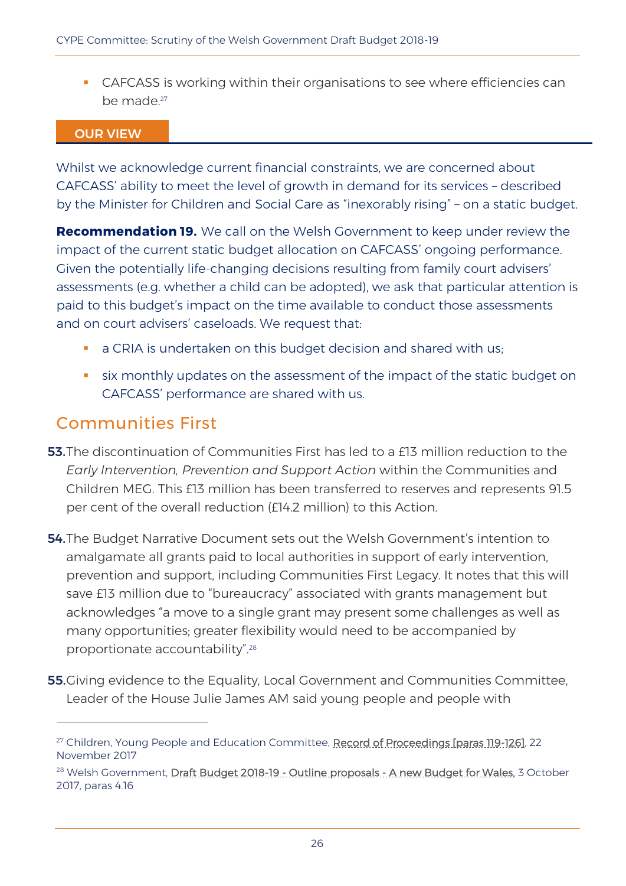- CAFCASS is working within their organisations to see where efficiencies can be made.[27]

**OUR VIEW**

Whilst we acknowledge current financial constraints, we are concerned about CAFCASS' ability to meet the level of growth in demand for its services – described by the Minister for Children and Social Care as "inexorably rising" – on a static budget.

**Recommendation 19.** We call on the Welsh Government to keep under review the impact of the current static budget allocation on CAFCASS' ongoing performance. Given the potentially life-changing decisions resulting from family court advisers' assessments (e.g. whether a child can be adopted), we ask that particular attention is paid to this budget's impact on the time available to conduct those assessments and on court advisers' caseloads. We request that:

- a CRIA is undertaken on this budget decision and shared with us;
- six monthly updates on the assessment of the impact of the static budget on CAFCASS' performance are shared with us.

## Communities First

**53.** The discontinuation of Communities First has led to a £13 million reduction to the *Early Intervention, Prevention and Support Action* within the Communities and Children MEG. This £13 million has been transferred to reserves and represents 91.5 per cent of the overall reduction (£14.2 million) to this Action.

**54.** The Budget Narrative Document sets out the Welsh Government's intention to amalgamate all grants paid to local authorities in support of early intervention, prevention and support, including Communities First Legacy. It notes that this will save £13 million due to "bureaucracy" associated with grants management but acknowledges "a move to a single grant may present some challenges as well as many opportunities; greater flexibility would need to be accompanied by proportionate accountability".[28]

**55.** Giving evidence to the Equality, Local Government and Communities Committee, Leader of the House Julie James AM said young people and people with

---

[27] Children, Young People and Education Committee, Record of Proceedings [paras 119-126], 22 November 2017

[28] Welsh Government, Draft Budget 2018-19 - Outline proposals - A new Budget for Wales, 3 October 2017, paras 4.16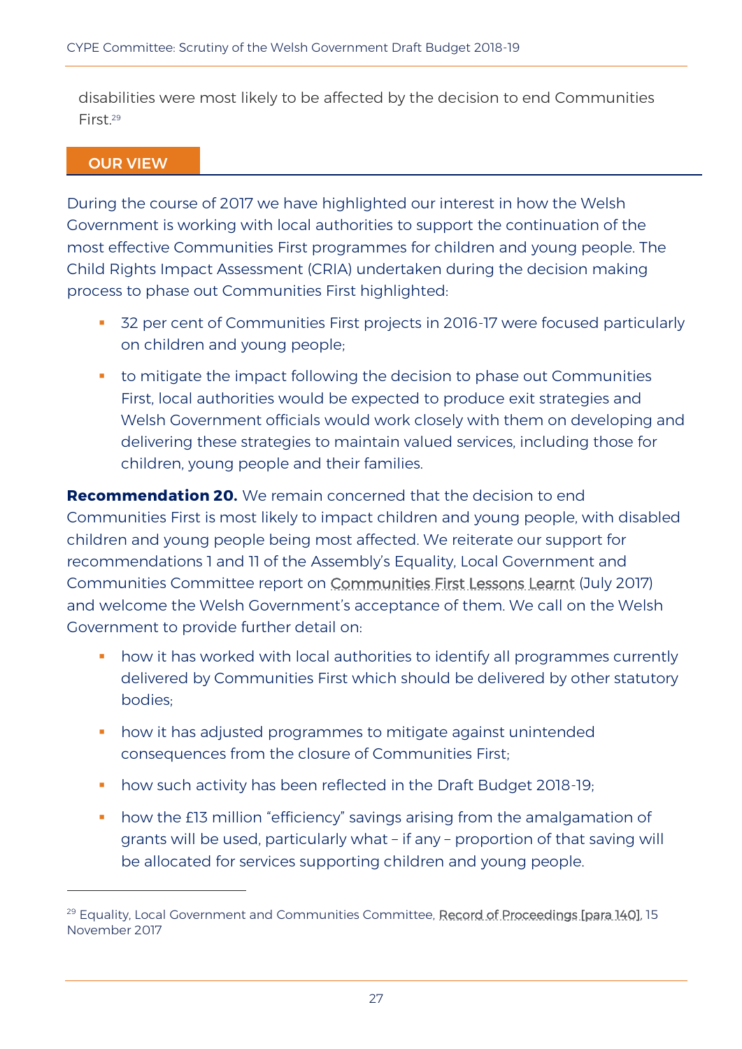disabilities were most likely to be affected by the decision to end Communities First.[29]

## OUR VIEW

During the course of 2017 we have highlighted our interest in how the Welsh Government is working with local authorities to support the continuation of the most effective Communities First programmes for children and young people. The Child Rights Impact Assessment (CRIA) undertaken during the decision making process to phase out Communities First highlighted:

- 32 per cent of Communities First projects in 2016-17 were focused particularly on children and young people;
- to mitigate the impact following the decision to phase out Communities First, local authorities would be expected to produce exit strategies and Welsh Government officials would work closely with them on developing and delivering these strategies to maintain valued services, including those for children, young people and their families.

**Recommendation 20.** We remain concerned that the decision to end Communities First is most likely to impact children and young people, with disabled children and young people being most affected. We reiterate our support for recommendations 1 and 11 of the Assembly's Equality, Local Government and Communities Committee report on Communities First Lessons Learnt (July 2017) and welcome the Welsh Government's acceptance of them. We call on the Welsh Government to provide further detail on:

- how it has worked with local authorities to identify all programmes currently delivered by Communities First which should be delivered by other statutory bodies;
- how it has adjusted programmes to mitigate against unintended consequences from the closure of Communities First;
- how such activity has been reflected in the Draft Budget 2018-19;
- how the £13 million "efficiency" savings arising from the amalgamation of grants will be used, particularly what – if any – proportion of that saving will be allocated for services supporting children and young people.

---

[29] Equality, Local Government and Communities Committee, Record of Proceedings [para 140], 15 November 2017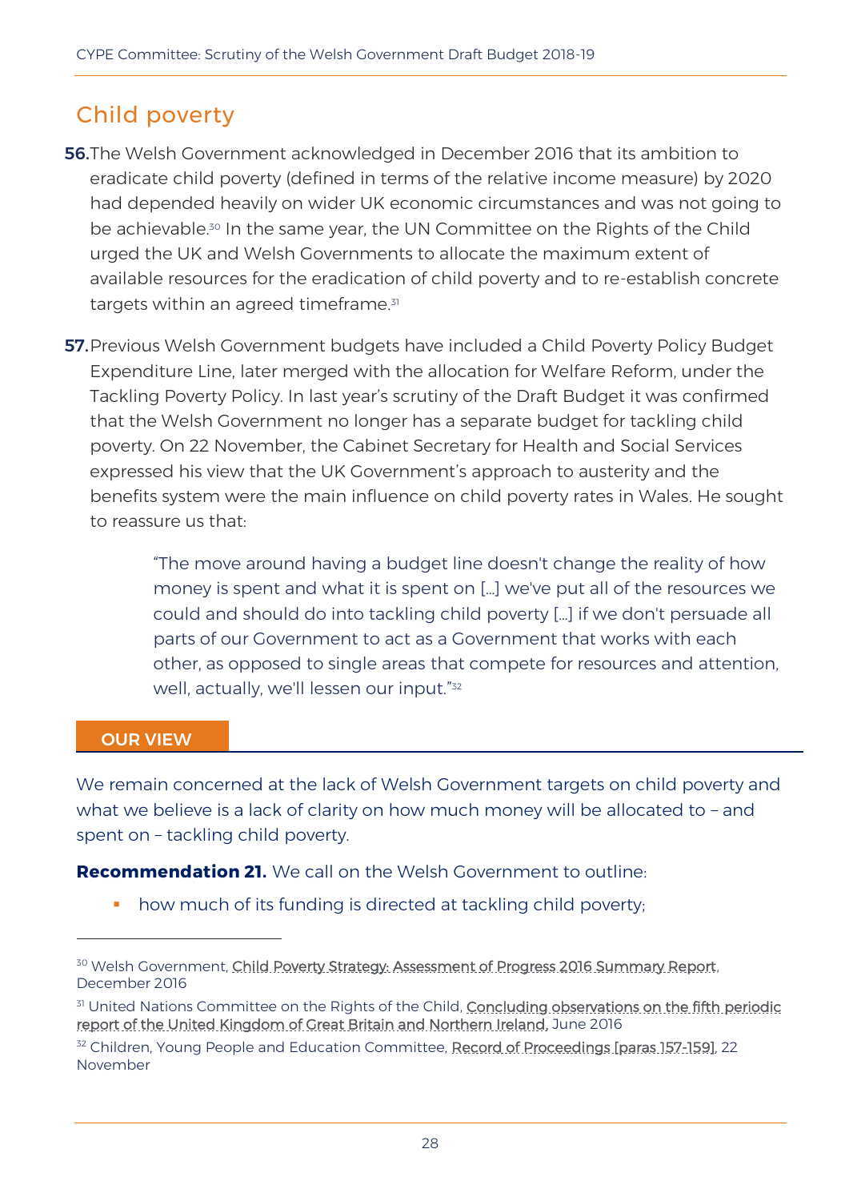## Child poverty

**56.** The Welsh Government acknowledged in December 2016 that its ambition to eradicate child poverty (defined in terms of the relative income measure) by 2020 had depended heavily on wider UK economic circumstances and was not going to be achievable.[30] In the same year, the UN Committee on the Rights of the Child urged the UK and Welsh Governments to allocate the maximum extent of available resources for the eradication of child poverty and to re-establish concrete targets within an agreed timeframe.[31]

**57.** Previous Welsh Government budgets have included a Child Poverty Policy Budget Expenditure Line, later merged with the allocation for Welfare Reform, under the Tackling Poverty Policy. In last year's scrutiny of the Draft Budget it was confirmed that the Welsh Government no longer has a separate budget for tackling child poverty. On 22 November, the Cabinet Secretary for Health and Social Services expressed his view that the UK Government's approach to austerity and the benefits system were the main influence on child poverty rates in Wales. He sought to reassure us that:

> "The move around having a budget line doesn't change the reality of how money is spent and what it is spent on […] we've put all of the resources we could and should do into tackling child poverty […] if we don't persuade all parts of our Government to act as a Government that works with each other, as opposed to single areas that compete for resources and attention, well, actually, we'll lessen our input."[32]

**OUR VIEW**

We remain concerned at the lack of Welsh Government targets on child poverty and what we believe is a lack of clarity on how much money will be allocated to – and spent on – tackling child poverty.

**Recommendation 21.** We call on the Welsh Government to outline:

- how much of its funding is directed at tackling child poverty;

---

[30] Welsh Government, Child Poverty Strategy: Assessment of Progress 2016 Summary Report, December 2016

[31] United Nations Committee on the Rights of the Child, Concluding observations on the fifth periodic report of the United Kingdom of Great Britain and Northern Ireland, June 2016

[32] Children, Young People and Education Committee, Record of Proceedings [paras 157-159], 22 November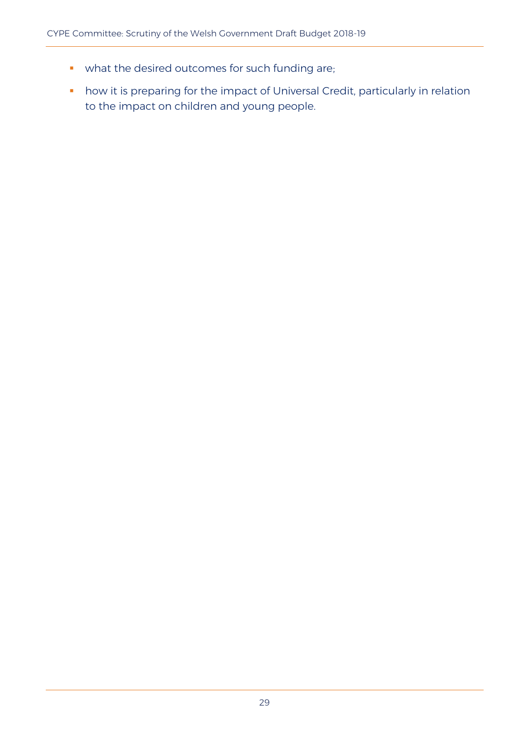- what the desired outcomes for such funding are;
- how it is preparing for the impact of Universal Credit, particularly in relation to the impact on children and young people.